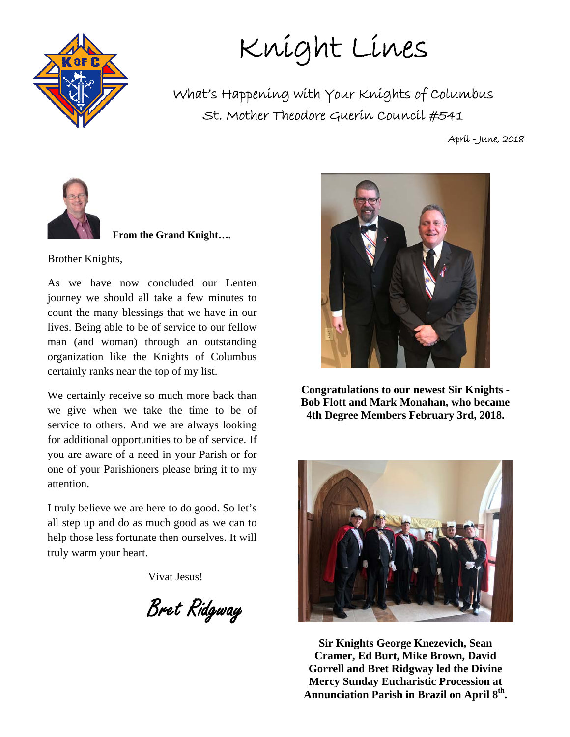# Knight Lines

## What's Happening with Your Knights of Columbus
## St. Mother Theodore Guerin Council #541

April - June, 2018

**From the Grand Knight….**

Brother Knights,

As we have now concluded our Lenten journey we should all take a few minutes to count the many blessings that we have in our lives. Being able to be of service to our fellow man (and woman) through an outstanding organization like the Knights of Columbus certainly ranks near the top of my list.

We certainly receive so much more back than we give when we take the time to be of service to others. And we are always looking for additional opportunities to be of service. If you are aware of a need in your Parish or for one of your Parishioners please bring it to my attention.

I truly believe we are here to do good. So let's all step up and do as much good as we can to help those less fortunate then ourselves. It will truly warm your heart.

Vivat Jesus!

*Bret Ridgway*

**Congratulations to our newest Sir Knights - Bob Flott and Mark Monahan, who became 4th Degree Members February 3rd, 2018.**

**Sir Knights George Knezevich, Sean Cramer, Ed Burt, Mike Brown, David Gorrell and Bret Ridgway led the Divine Mercy Sunday Eucharistic Procession at Annunciation Parish in Brazil on April 8th.**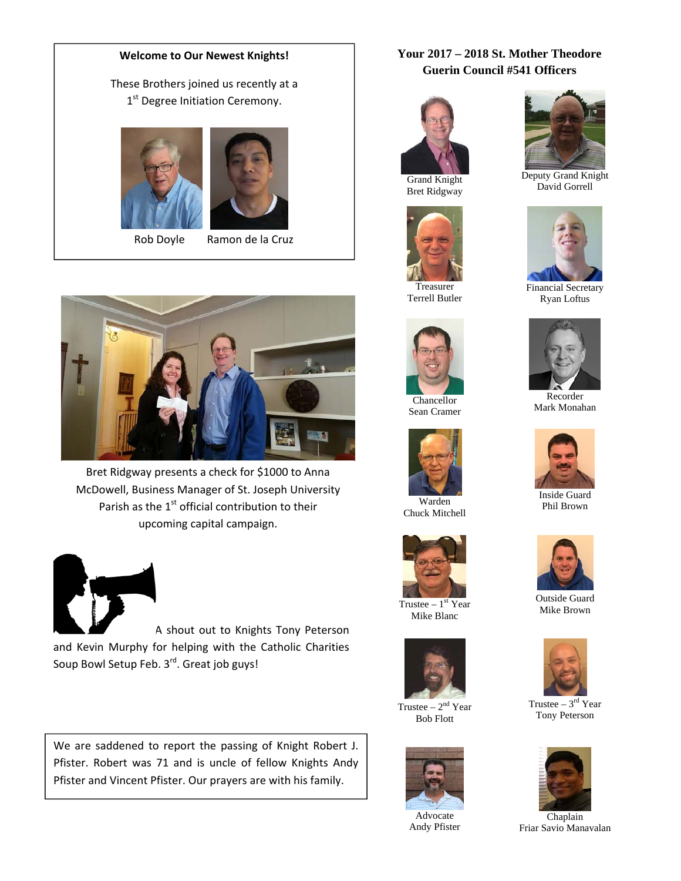**Welcome to Our Newest Knights!**

These Brothers joined us recently at a 1st Degree Initiation Ceremony.

Rob Doyle    Ramon de la Cruz

Bret Ridgway presents a check for $1000 to Anna McDowell, Business Manager of St. Joseph University Parish as the 1st official contribution to their upcoming capital campaign.

A shout out to Knights Tony Peterson and Kevin Murphy for helping with the Catholic Charities Soup Bowl Setup Feb. 3rd. Great job guys!

We are saddened to report the passing of Knight Robert J. Pfister. Robert was 71 and is uncle of fellow Knights Andy Pfister and Vincent Pfister. Our prayers are with his family.

## Your 2017 – 2018 St. Mother Theodore Guerin Council #541 Officers

Grand Knight
Bret Ridgway

Deputy Grand Knight
David Gorrell

Treasurer
Terrell Butler

Financial Secretary
Ryan Loftus

Chancellor
Sean Cramer

Recorder
Mark Monahan

Warden
Chuck Mitchell

Inside Guard
Phil Brown

Trustee – 1st Year
Mike Blanc

Outside Guard
Mike Brown

Trustee – 2nd Year
Bob Flott

Trustee – 3rd Year
Tony Peterson

Advocate
Andy Pfister

Chaplain
Friar Savio Manavalan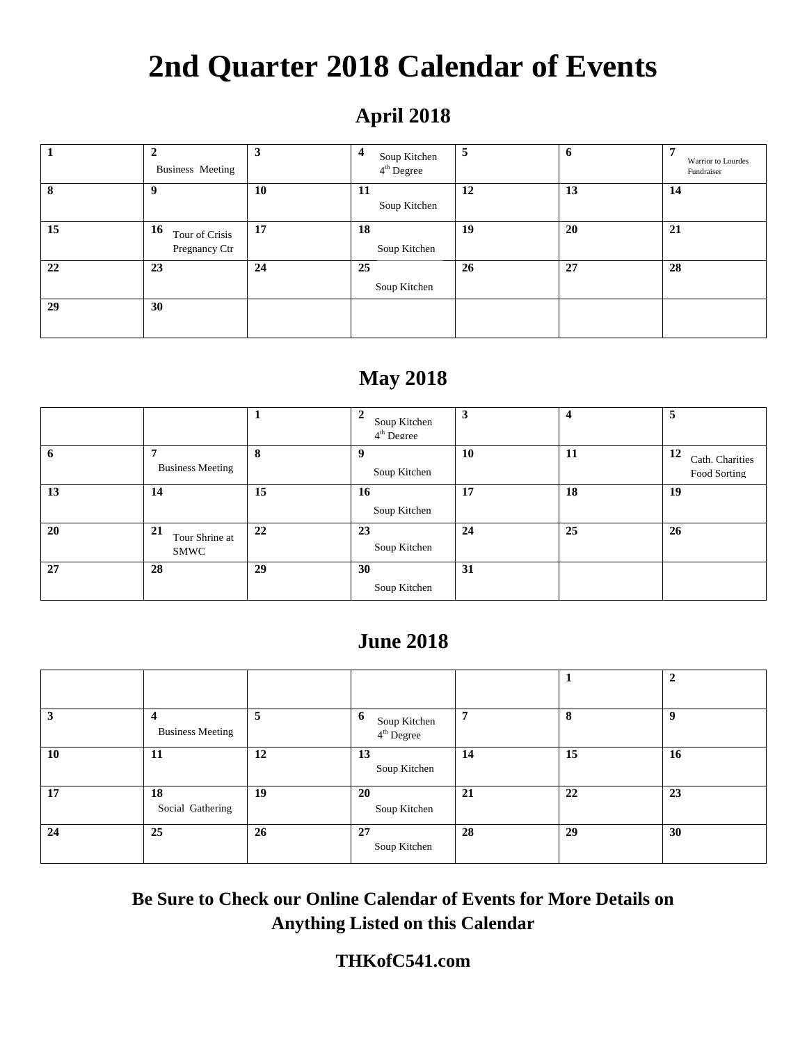# 2nd Quarter 2018 Calendar of Events

## April 2018

| | | | | | | |
|---|---|---|---|---|---|---|
| **1** | **2** Business Meeting | **3** | **4** Soup Kitchen 4th Degree | **5** | **6** | **7** Warrior to Lourdes Fundraiser |
| **8** | **9** | **10** | **11** Soup Kitchen | **12** | **13** | **14** |
| **15** | **16** Tour of Crisis Pregnancy Ctr | **17** | **18** Soup Kitchen | **19** | **20** | **21** |
| **22** | **23** | **24** | **25** Soup Kitchen | **26** | **27** | **28** |
| **29** | **30** | | | | | |

## May 2018

| | | | | | | |
|---|---|---|---|---|---|---|
| | | **1** | **2** Soup Kitchen 4th Degree | **3** | **4** | **5** |
| **6** | **7** Business Meeting | **8** | **9** Soup Kitchen | **10** | **11** | **12** Cath. Charities Food Sorting |
| **13** | **14** | **15** | **16** Soup Kitchen | **17** | **18** | **19** |
| **20** | **21** Tour Shrine at SMWC | **22** | **23** Soup Kitchen | **24** | **25** | **26** |
| **27** | **28** | **29** | **30** Soup Kitchen | **31** | | |

## June 2018

| | | | | | | |
|---|---|---|---|---|---|---|
| | | | | | **1** | **2** |
| **3** | **4** Business Meeting | **5** | **6** Soup Kitchen 4th Degree | **7** | **8** | **9** |
| **10** | **11** | **12** | **13** Soup Kitchen | **14** | **15** | **16** |
| **17** | **18** Social Gathering | **19** | **20** Soup Kitchen | **21** | **22** | **23** |
| **24** | **25** | **26** | **27** Soup Kitchen | **28** | **29** | **30** |

**Be Sure to Check our Online Calendar of Events for More Details on Anything Listed on this Calendar**

**THKofC541.com**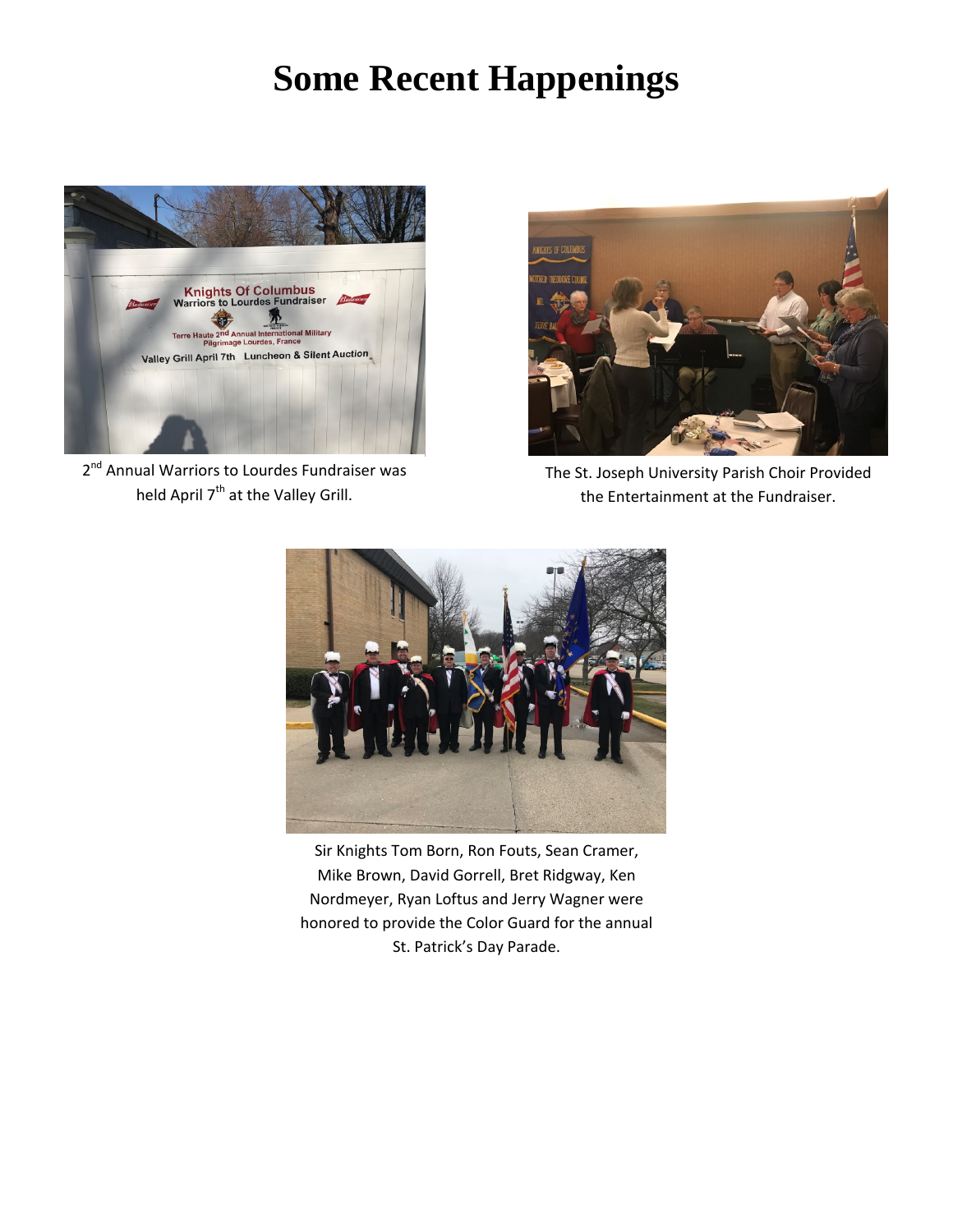# Some Recent Happenings

2nd Annual Warriors to Lourdes Fundraiser was held April 7th at the Valley Grill.

The St. Joseph University Parish Choir Provided the Entertainment at the Fundraiser.

Sir Knights Tom Born, Ron Fouts, Sean Cramer, Mike Brown, David Gorrell, Bret Ridgway, Ken Nordmeyer, Ryan Loftus and Jerry Wagner were honored to provide the Color Guard for the annual St. Patrick's Day Parade.